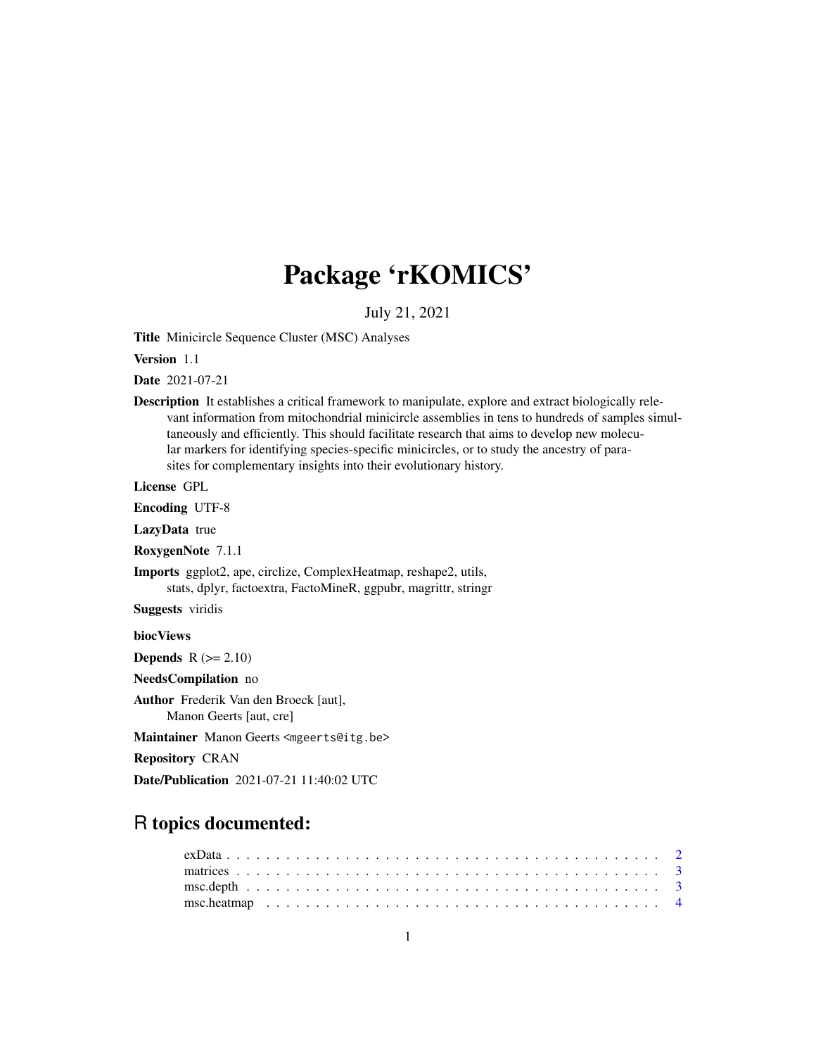# Package 'rKOMICS'

July 21, 2021

**Title** Minicircle Sequence Cluster (MSC) Analyses

**Version** 1.1

**Date** 2021-07-21

**Description** It establishes a critical framework to manipulate, explore and extract biologically relevant information from mitochondrial minicircle assemblies in tens to hundreds of samples simultaneously and efficiently. This should facilitate research that aims to develop new molecular markers for identifying species-specific minicircles, or to study the ancestry of parasites for complementary insights into their evolutionary history.

**License** GPL

**Encoding** UTF-8

**LazyData** true

**RoxygenNote** 7.1.1

**Imports** ggplot2, ape, circlize, ComplexHeatmap, reshape2, utils, stats, dplyr, factoextra, FactoMineR, ggpubr, magrittr, stringr

**Suggests** viridis

**biocViews**

**Depends** R (>= 2.10)

**NeedsCompilation** no

**Author** Frederik Van den Broeck [aut], Manon Geerts [aut, cre]

**Maintainer** Manon Geerts <mgeerts@itg.be>

**Repository** CRAN

**Date/Publication** 2021-07-21 11:40:02 UTC

## R topics documented:

exData . . . . . . . . . . . . . . . . . . . . . . . . . . . . . . . . . . . . . . . . . . 2
matrices . . . . . . . . . . . . . . . . . . . . . . . . . . . . . . . . . . . . . . . . . 3
msc.depth . . . . . . . . . . . . . . . . . . . . . . . . . . . . . . . . . . . . . . . . 3
msc.heatmap . . . . . . . . . . . . . . . . . . . . . . . . . . . . . . . . . . . . . . 4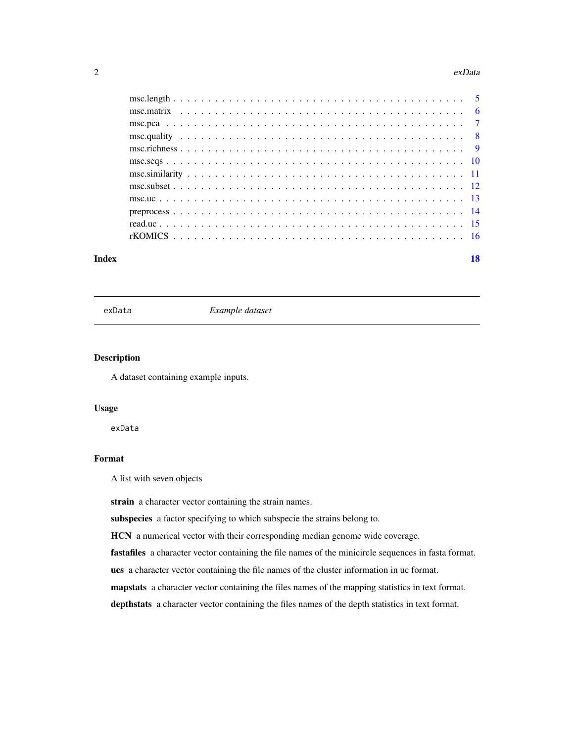msc.length . . . . . . . . . . . . . . . . . . . . . . . . . . . . . . . . . . . . . . 5
msc.matrix . . . . . . . . . . . . . . . . . . . . . . . . . . . . . . . . . . . . . . 6
msc.pca . . . . . . . . . . . . . . . . . . . . . . . . . . . . . . . . . . . . . . . 7
msc.quality . . . . . . . . . . . . . . . . . . . . . . . . . . . . . . . . . . . . . . 8
msc.richness . . . . . . . . . . . . . . . . . . . . . . . . . . . . . . . . . . . . . 9
msc.seqs . . . . . . . . . . . . . . . . . . . . . . . . . . . . . . . . . . . . . . 10
msc.similarity . . . . . . . . . . . . . . . . . . . . . . . . . . . . . . . . . . . . 11
msc.subset . . . . . . . . . . . . . . . . . . . . . . . . . . . . . . . . . . . . . . 12
msc.uc . . . . . . . . . . . . . . . . . . . . . . . . . . . . . . . . . . . . . . . 13
preprocess . . . . . . . . . . . . . . . . . . . . . . . . . . . . . . . . . . . . . . 14
read.uc . . . . . . . . . . . . . . . . . . . . . . . . . . . . . . . . . . . . . . . 15
rKOMICS . . . . . . . . . . . . . . . . . . . . . . . . . . . . . . . . . . . . . . 16

**Index** **18**

---

## exData *Example dataset*

---

### Description

A dataset containing example inputs.

### Usage

```
exData
```

### Format

A list with seven objects

**strain** a character vector containing the strain names.

**subspecies** a factor specifying to which subspecie the strains belong to.

**HCN** a numerical vector with their corresponding median genome wide coverage.

**fastafiles** a character vector containing the file names of the minicircle sequences in fasta format.

**ucs** a character vector containing the file names of the cluster information in uc format.

**mapstats** a character vector containing the files names of the mapping statistics in text format.

**depthstats** a character vector containing the files names of the depth statistics in text format.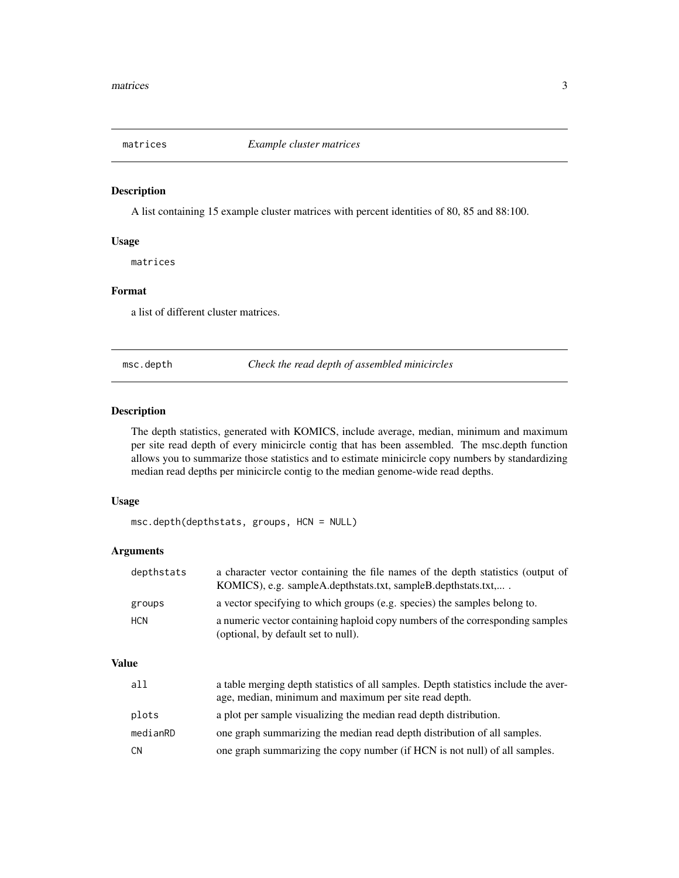## matrices — *Example cluster matrices*

### Description

A list containing 15 example cluster matrices with percent identities of 80, 85 and 88:100.

### Usage

```
matrices
```

### Format

a list of different cluster matrices.

## msc.depth — *Check the read depth of assembled minicircles*

### Description

The depth statistics, generated with KOMICS, include average, median, minimum and maximum per site read depth of every minicircle contig that has been assembled. The msc.depth function allows you to summarize those statistics and to estimate minicircle copy numbers by standardizing median read depths per minicircle contig to the median genome-wide read depths.

### Usage

```
msc.depth(depthstats, groups, HCN = NULL)
```

### Arguments

| | |
|---|---|
| `depthstats` | a character vector containing the file names of the depth statistics (output of KOMICS), e.g. sampleA.depthstats.txt, sampleB.depthstats.txt,... . |
| `groups` | a vector specifying to which groups (e.g. species) the samples belong to. |
| `HCN` | a numeric vector containing haploid copy numbers of the corresponding samples (optional, by default set to null). |

### Value

| | |
|---|---|
| `all` | a table merging depth statistics of all samples. Depth statistics include the average, median, minimum and maximum per site read depth. |
| `plots` | a plot per sample visualizing the median read depth distribution. |
| `medianRD` | one graph summarizing the median read depth distribution of all samples. |
| `CN` | one graph summarizing the copy number (if HCN is not null) of all samples. |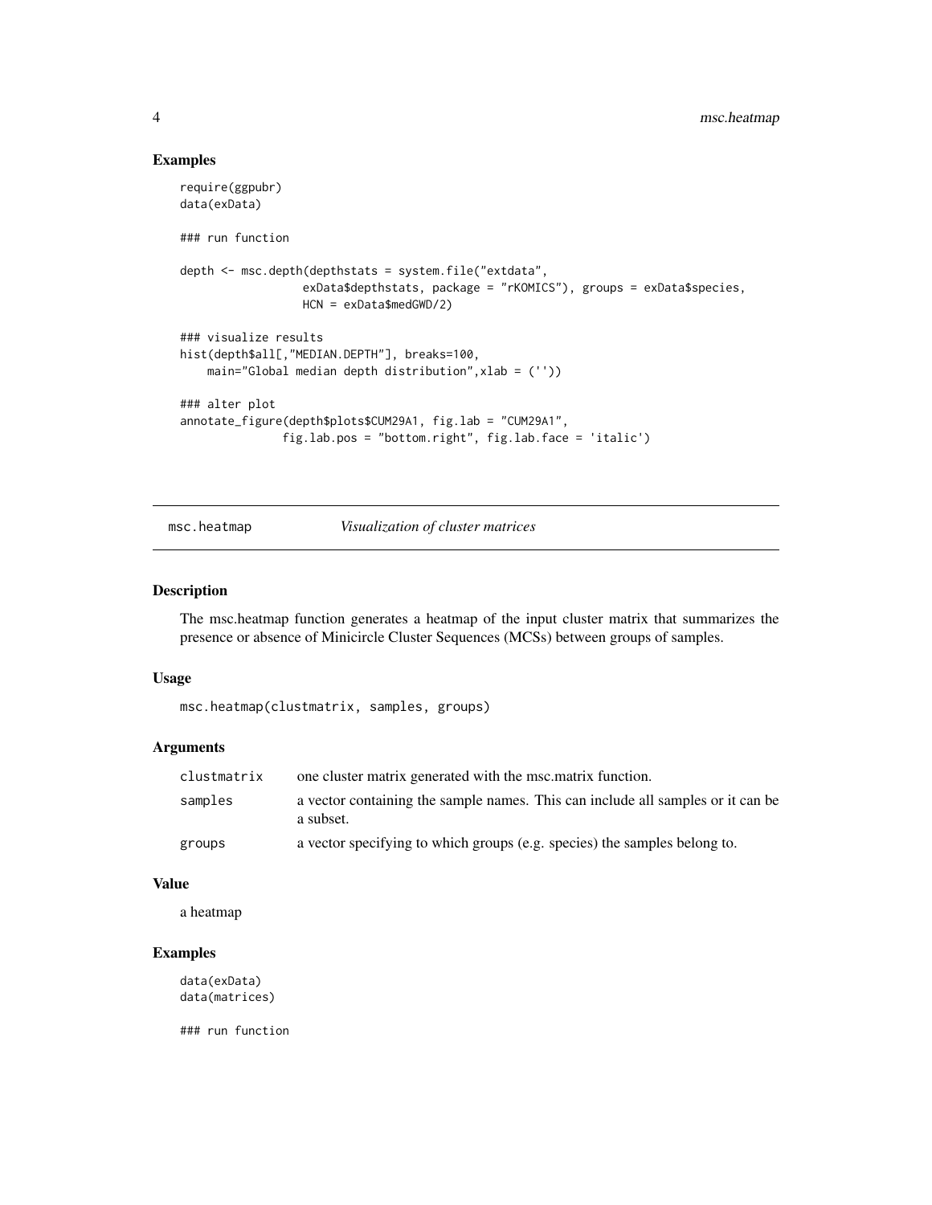## Examples

```
require(ggpubr)
data(exData)

### run function

depth <- msc.depth(depthstats = system.file("extdata",
                  exData$depthstats, package = "rKOMICS"), groups = exData$species,
                  HCN = exData$medGWD/2)

### visualize results
hist(depth$all[,"MEDIAN.DEPTH"], breaks=100,
    main="Global median depth distribution",xlab = (''))

### alter plot
annotate_figure(depth$plots$CUM29A1, fig.lab = "CUM29A1",
               fig.lab.pos = "bottom.right", fig.lab.face = 'italic')
```

---

# msc.heatmap — *Visualization of cluster matrices*

## Description

The msc.heatmap function generates a heatmap of the input cluster matrix that summarizes the presence or absence of Minicircle Cluster Sequences (MCSs) between groups of samples.

## Usage

```
msc.heatmap(clustmatrix, samples, groups)
```

## Arguments

| | |
|---|---|
| clustmatrix | one cluster matrix generated with the msc.matrix function. |
| samples | a vector containing the sample names. This can include all samples or it can be a subset. |
| groups | a vector specifying to which groups (e.g. species) the samples belong to. |

## Value

a heatmap

## Examples

```
data(exData)
data(matrices)

### run function
```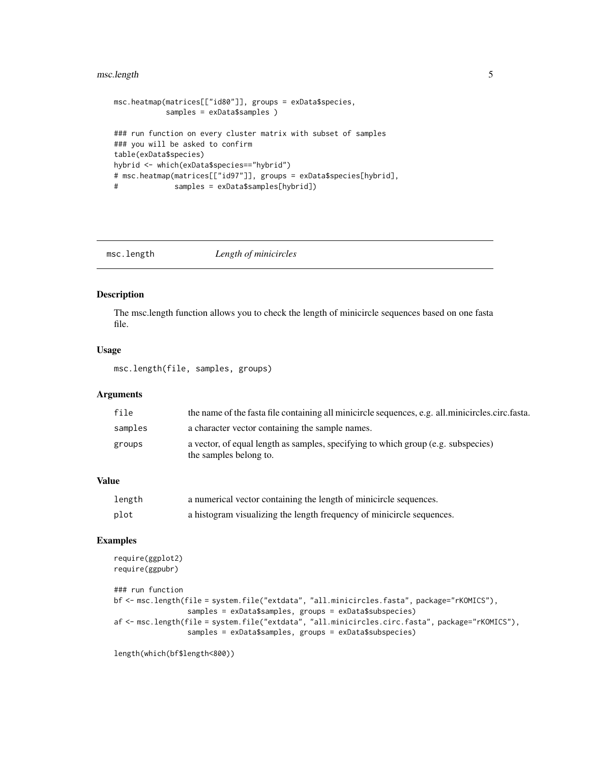```
msc.heatmap(matrices[["id80"]], groups = exData$species,
            samples = exData$samples )

### run function on every cluster matrix with subset of samples
### you will be asked to confirm
table(exData$species)
hybrid <- which(exData$species=="hybrid")
# msc.heatmap(matrices[["id97"]], groups = exData$species[hybrid],
#             samples = exData$samples[hybrid])
```

---

## msc.length    *Length of minicircles*

### Description

The msc.length function allows you to check the length of minicircle sequences based on one fasta file.

### Usage

```
msc.length(file, samples, groups)
```

### Arguments

| | |
|---|---|
| `file` | the name of the fasta file containing all minicircle sequences, e.g. all.minicircles.circ.fasta. |
| `samples` | a character vector containing the sample names. |
| `groups` | a vector, of equal length as samples, specifying to which group (e.g. subspecies) the samples belong to. |

### Value

| | |
|---|---|
| `length` | a numerical vector containing the length of minicircle sequences. |
| `plot` | a histogram visualizing the length frequency of minicircle sequences. |

### Examples

```
require(ggplot2)
require(ggpubr)

### run function
bf <- msc.length(file = system.file("extdata", "all.minicircles.fasta", package="rKOMICS"),
                 samples = exData$samples, groups = exData$subspecies)
af <- msc.length(file = system.file("extdata", "all.minicircles.circ.fasta", package="rKOMICS"),
                 samples = exData$samples, groups = exData$subspecies)

length(which(bf$length<800))
```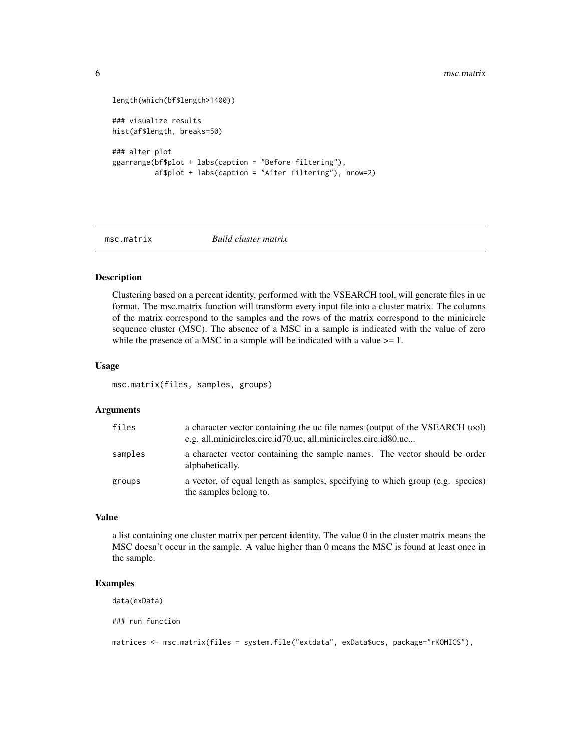```
length(which(bf$length>1400))

### visualize results
hist(af$length, breaks=50)

### alter plot
ggarrange(bf$plot + labs(caption = "Before filtering"),
          af$plot + labs(caption = "After filtering"), nrow=2)
```

## msc.matrix — *Build cluster matrix*

### Description

Clustering based on a percent identity, performed with the VSEARCH tool, will generate files in uc format. The msc.matrix function will transform every input file into a cluster matrix. The columns of the matrix correspond to the samples and the rows of the matrix correspond to the minicircle sequence cluster (MSC). The absence of a MSC in a sample is indicated with the value of zero while the presence of a MSC in a sample will be indicated with a value >= 1.

### Usage

```
msc.matrix(files, samples, groups)
```

### Arguments

| | |
|---|---|
| `files` | a character vector containing the uc file names (output of the VSEARCH tool) e.g. all.minicircles.circ.id70.uc, all.minicircles.circ.id80.uc... |
| `samples` | a character vector containing the sample names. The vector should be order alphabetically. |
| `groups` | a vector, of equal length as samples, specifying to which group (e.g. species) the samples belong to. |

### Value

a list containing one cluster matrix per percent identity. The value 0 in the cluster matrix means the MSC doesn't occur in the sample. A value higher than 0 means the MSC is found at least once in the sample.

### Examples

```
data(exData)

### run function

matrices <- msc.matrix(files = system.file("extdata", exData$ucs, package="rKOMICS"),
```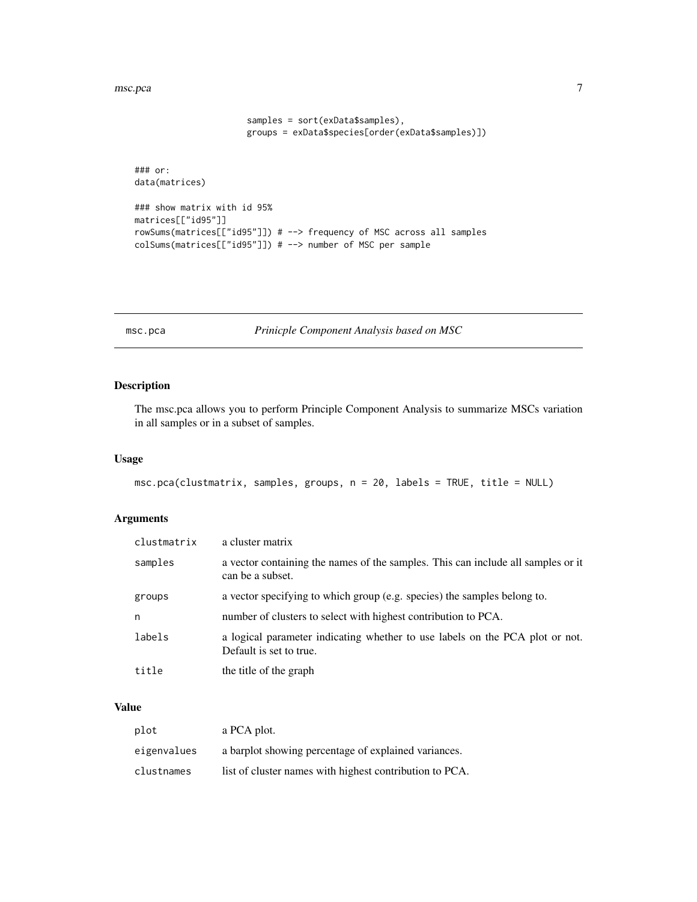```
                      samples = sort(exData$samples),
                      groups = exData$species[order(exData$samples)])


### or:
data(matrices)

### show matrix with id 95%
matrices[["id95"]]
rowSums(matrices[["id95"]]) # --> frequency of MSC across all samples
colSums(matrices[["id95"]]) # --> number of MSC per sample
```

---

## msc.pca — *Prinicple Component Analysis based on MSC*

### Description

The msc.pca allows you to perform Principle Component Analysis to summarize MSCs variation in all samples or in a subset of samples.

### Usage

```
msc.pca(clustmatrix, samples, groups, n = 20, labels = TRUE, title = NULL)
```

### Arguments

| | |
|---|---|
| `clustmatrix` | a cluster matrix |
| `samples` | a vector containing the names of the samples. This can include all samples or it can be a subset. |
| `groups` | a vector specifying to which group (e.g. species) the samples belong to. |
| `n` | number of clusters to select with highest contribution to PCA. |
| `labels` | a logical parameter indicating whether to use labels on the PCA plot or not. Default is set to true. |
| `title` | the title of the graph |

### Value

| | |
|---|---|
| `plot` | a PCA plot. |
| `eigenvalues` | a barplot showing percentage of explained variances. |
| `clustnames` | list of cluster names with highest contribution to PCA. |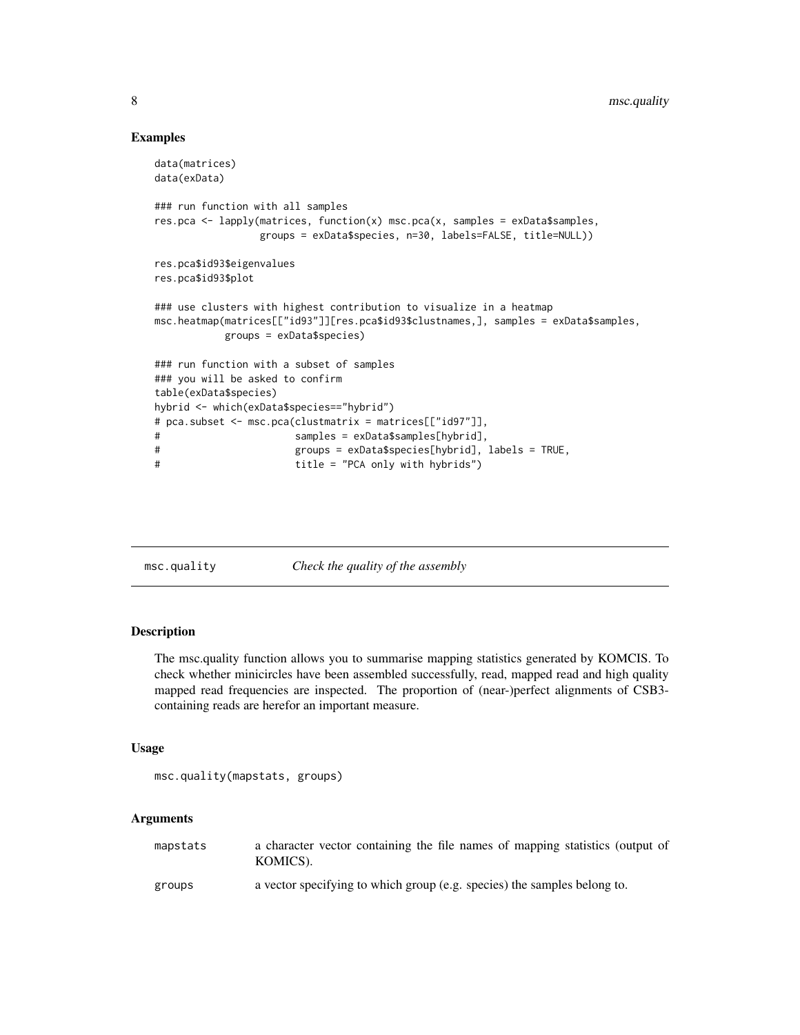## Examples

```
data(matrices)
data(exData)

### run function with all samples
res.pca <- lapply(matrices, function(x) msc.pca(x, samples = exData$samples,
                  groups = exData$species, n=30, labels=FALSE, title=NULL))

res.pca$id93$eigenvalues
res.pca$id93$plot

### use clusters with highest contribution to visualize in a heatmap
msc.heatmap(matrices[["id93"]][res.pca$id93$clustnames,], samples = exData$samples,
            groups = exData$species)

### run function with a subset of samples
### you will be asked to confirm
table(exData$species)
hybrid <- which(exData$species=="hybrid")
# pca.subset <- msc.pca(clustmatrix = matrices[["id97"]],
#                       samples = exData$samples[hybrid],
#                       groups = exData$species[hybrid], labels = TRUE,
#                       title = "PCA only with hybrids")
```

---

# msc.quality — *Check the quality of the assembly*

---

## Description

The msc.quality function allows you to summarise mapping statistics generated by KOMCIS. To check whether minicircles have been assembled successfully, read, mapped read and high quality mapped read frequencies are inspected. The proportion of (near-)perfect alignments of CSB3-containing reads are herefor an important measure.

## Usage

```
msc.quality(mapstats, groups)
```

## Arguments

| | |
|---|---|
| `mapstats` | a character vector containing the file names of mapping statistics (output of KOMICS). |
| `groups` | a vector specifying to which group (e.g. species) the samples belong to. |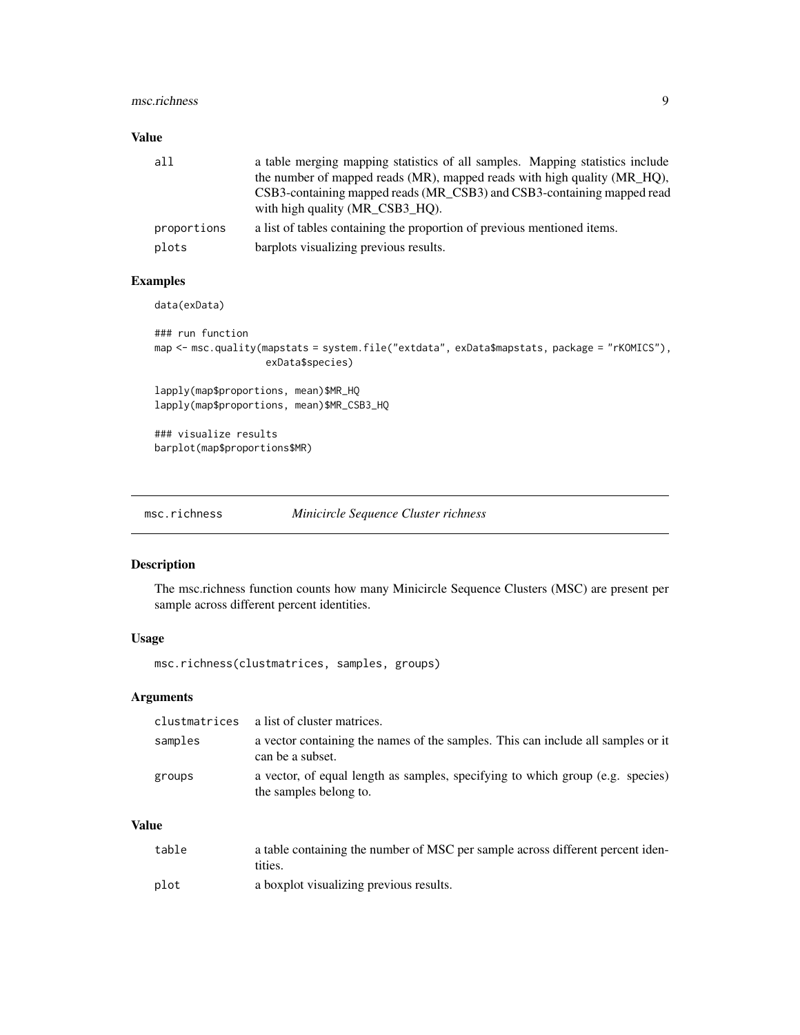### Value

| | |
|---|---|
| all | a table merging mapping statistics of all samples. Mapping statistics include the number of mapped reads (MR), mapped reads with high quality (MR_HQ), CSB3-containing mapped reads (MR_CSB3) and CSB3-containing mapped read with high quality (MR_CSB3_HQ). |
| proportions | a list of tables containing the proportion of previous mentioned items. |
| plots | barplots visualizing previous results. |

### Examples

```
data(exData)

### run function
map <- msc.quality(mapstats = system.file("extdata", exData$mapstats, package = "rKOMICS"),
                   exData$species)

lapply(map$proportions, mean)$MR_HQ
lapply(map$proportions, mean)$MR_CSB3_HQ

### visualize results
barplot(map$proportions$MR)
```

## msc.richness — *Minicircle Sequence Cluster richness*

### Description

The msc.richness function counts how many Minicircle Sequence Clusters (MSC) are present per sample across different percent identities.

### Usage

```
msc.richness(clustmatrices, samples, groups)
```

### Arguments

| | |
|---|---|
| clustmatrices | a list of cluster matrices. |
| samples | a vector containing the names of the samples. This can include all samples or it can be a subset. |
| groups | a vector, of equal length as samples, specifying to which group (e.g. species) the samples belong to. |

### Value

| | |
|---|---|
| table | a table containing the number of MSC per sample across different percent identities. |
| plot | a boxplot visualizing previous results. |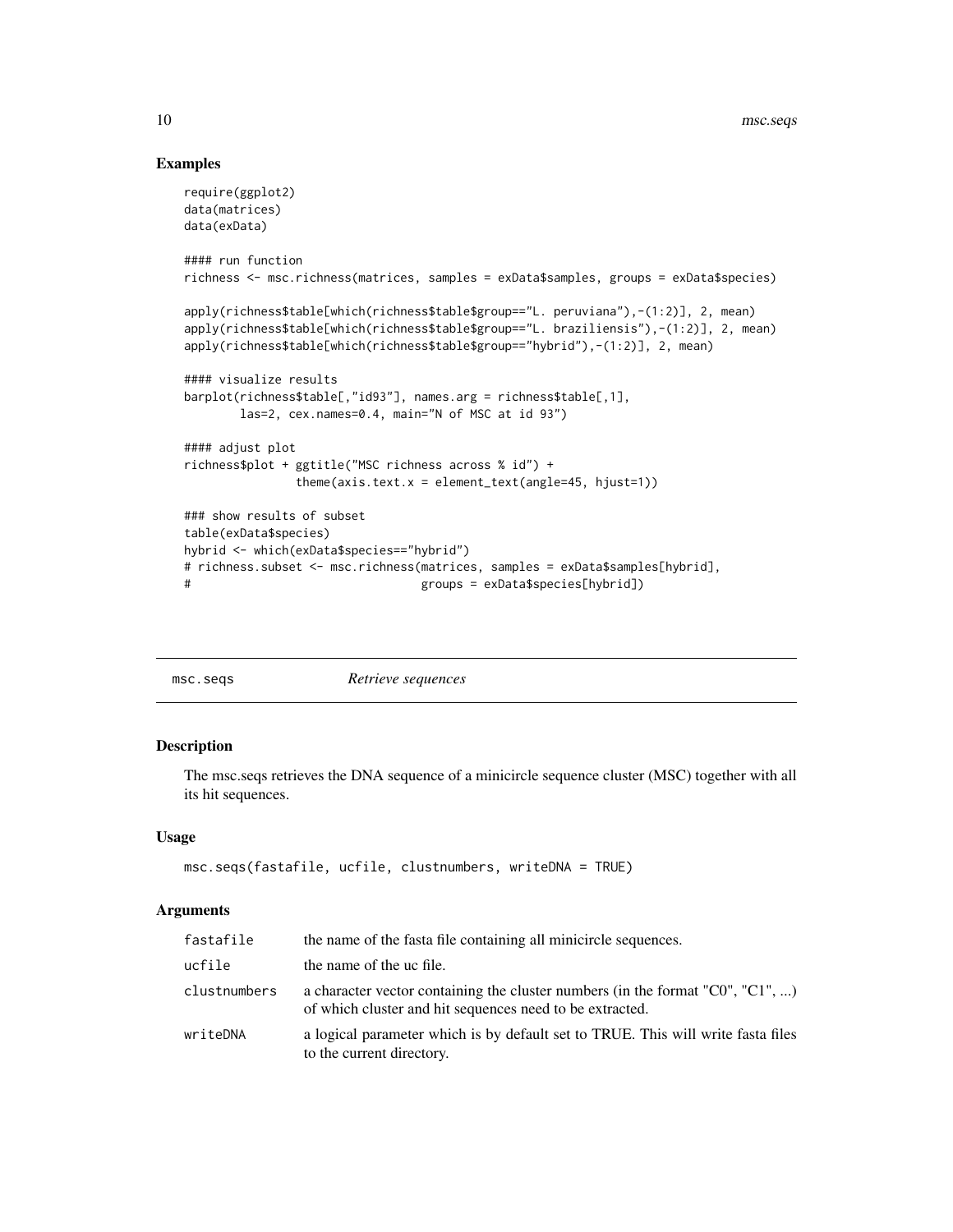## Examples

```
require(ggplot2)
data(matrices)
data(exData)

#### run function
richness <- msc.richness(matrices, samples = exData$samples, groups = exData$species)

apply(richness$table[which(richness$table$group=="L. peruviana"),-(1:2)], 2, mean)
apply(richness$table[which(richness$table$group=="L. braziliensis"),-(1:2)], 2, mean)
apply(richness$table[which(richness$table$group=="hybrid"),-(1:2)], 2, mean)

#### visualize results
barplot(richness$table[,"id93"], names.arg = richness$table[,1],
        las=2, cex.names=0.4, main="N of MSC at id 93")

#### adjust plot
richness$plot + ggtitle("MSC richness across % id") +
                theme(axis.text.x = element_text(angle=45, hjust=1))

### show results of subset
table(exData$species)
hybrid <- which(exData$species=="hybrid")
# richness.subset <- msc.richness(matrices, samples = exData$samples[hybrid],
#                                 groups = exData$species[hybrid])
```

---

# msc.seqs *Retrieve sequences*

---

## Description

The msc.seqs retrieves the DNA sequence of a minicircle sequence cluster (MSC) together with all its hit sequences.

## Usage

```
msc.seqs(fastafile, ucfile, clustnumbers, writeDNA = TRUE)
```

## Arguments

| | |
|---|---|
| `fastafile` | the name of the fasta file containing all minicircle sequences. |
| `ucfile` | the name of the uc file. |
| `clustnumbers` | a character vector containing the cluster numbers (in the format "C0", "C1", ...) of which cluster and hit sequences need to be extracted. |
| `writeDNA` | a logical parameter which is by default set to TRUE. This will write fasta files to the current directory. |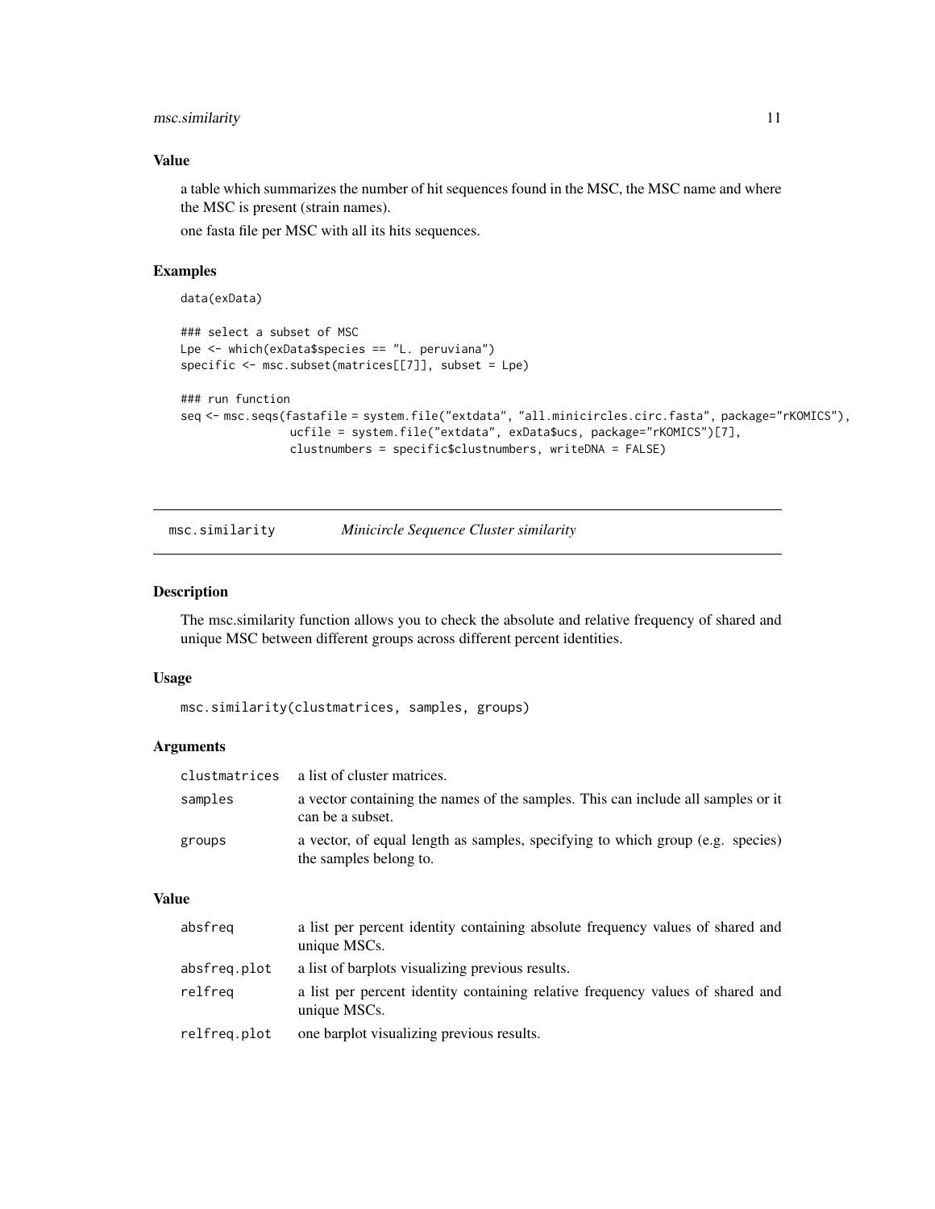## Value

a table which summarizes the number of hit sequences found in the MSC, the MSC name and where the MSC is present (strain names).

one fasta file per MSC with all its hits sequences.

## Examples

```
data(exData)

### select a subset of MSC
Lpe <- which(exData$species == "L. peruviana")
specific <- msc.subset(matrices[[7]], subset = Lpe)

### run function
seq <- msc.seqs(fastafile = system.file("extdata", "all.minicircles.circ.fasta", package="rKOMICS"),
                ucfile = system.file("extdata", exData$ucs, package="rKOMICS")[7],
                clustnumbers = specific$clustnumbers, writeDNA = FALSE)
```

---

# msc.similarity — *Minicircle Sequence Cluster similarity*

---

## Description

The msc.similarity function allows you to check the absolute and relative frequency of shared and unique MSC between different groups across different percent identities.

## Usage

```
msc.similarity(clustmatrices, samples, groups)
```

## Arguments

| | |
|---|---|
| `clustmatrices` | a list of cluster matrices. |
| `samples` | a vector containing the names of the samples. This can include all samples or it can be a subset. |
| `groups` | a vector, of equal length as samples, specifying to which group (e.g. species) the samples belong to. |

## Value

| | |
|---|---|
| `absfreq` | a list per percent identity containing absolute frequency values of shared and unique MSCs. |
| `absfreq.plot` | a list of barplots visualizing previous results. |
| `relfreq` | a list per percent identity containing relative frequency values of shared and unique MSCs. |
| `relfreq.plot` | one barplot visualizing previous results. |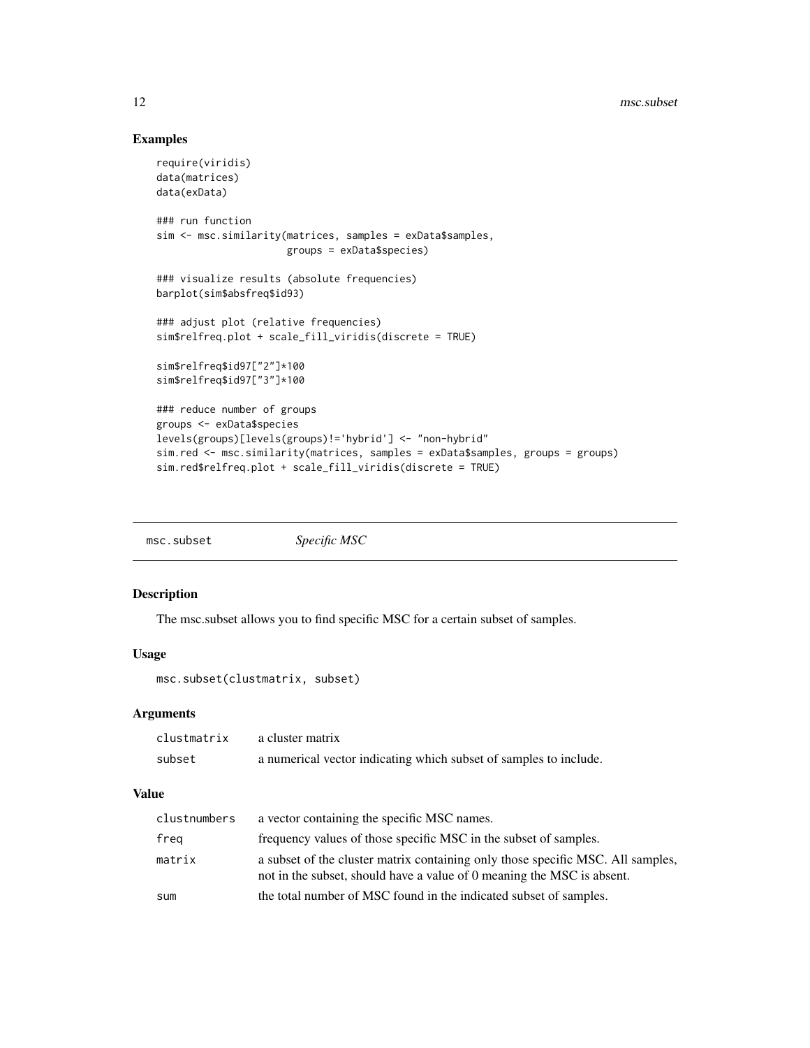## Examples

```
require(viridis)
data(matrices)
data(exData)

### run function
sim <- msc.similarity(matrices, samples = exData$samples,
                      groups = exData$species)

### visualize results (absolute frequencies)
barplot(sim$absfreq$id93)

### adjust plot (relative frequencies)
sim$relfreq.plot + scale_fill_viridis(discrete = TRUE)

sim$relfreq$id97["2"]*100
sim$relfreq$id97["3"]*100

### reduce number of groups
groups <- exData$species
levels(groups)[levels(groups)!='hybrid'] <- "non-hybrid"
sim.red <- msc.similarity(matrices, samples = exData$samples, groups = groups)
sim.red$relfreq.plot + scale_fill_viridis(discrete = TRUE)
```

---

# msc.subset *Specific MSC*

## Description

The msc.subset allows you to find specific MSC for a certain subset of samples.

## Usage

```
msc.subset(clustmatrix, subset)
```

## Arguments

| | |
|---|---|
| clustmatrix | a cluster matrix |
| subset | a numerical vector indicating which subset of samples to include. |

## Value

| | |
|---|---|
| clustnumbers | a vector containing the specific MSC names. |
| freq | frequency values of those specific MSC in the subset of samples. |
| matrix | a subset of the cluster matrix containing only those specific MSC. All samples, not in the subset, should have a value of 0 meaning the MSC is absent. |
| sum | the total number of MSC found in the indicated subset of samples. |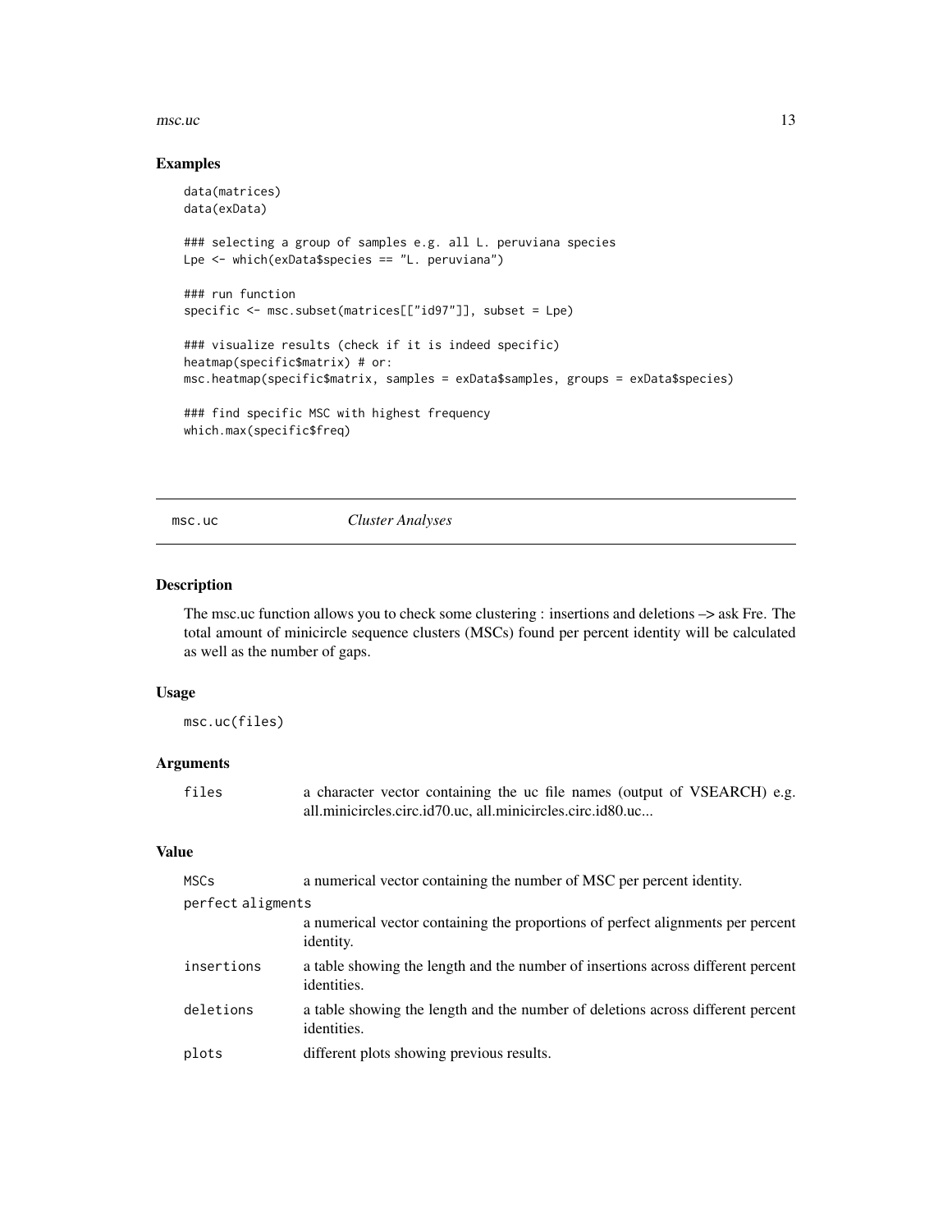## Examples

```
data(matrices)
data(exData)

### selecting a group of samples e.g. all L. peruviana species
Lpe <- which(exData$species == "L. peruviana")

### run function
specific <- msc.subset(matrices[["id97"]], subset = Lpe)

### visualize results (check if it is indeed specific)
heatmap(specific$matrix) # or:
msc.heatmap(specific$matrix, samples = exData$samples, groups = exData$species)

### find specific MSC with highest frequency
which.max(specific$freq)
```

---

# msc.uc *Cluster Analyses*

---

## Description

The msc.uc function allows you to check some clustering : insertions and deletions –> ask Fre. The total amount of minicircle sequence clusters (MSCs) found per percent identity will be calculated as well as the number of gaps.

## Usage

```
msc.uc(files)
```

## Arguments

| | |
|---|---|
| `files` | a character vector containing the uc file names (output of VSEARCH) e.g. all.minicircles.circ.id70.uc, all.minicircles.circ.id80.uc... |

## Value

| | |
|---|---|
| `MSCs` | a numerical vector containing the number of MSC per percent identity. |
| `perfect aligments` | a numerical vector containing the proportions of perfect alignments per percent identity. |
| `insertions` | a table showing the length and the number of insertions across different percent identities. |
| `deletions` | a table showing the length and the number of deletions across different percent identities. |
| `plots` | different plots showing previous results. |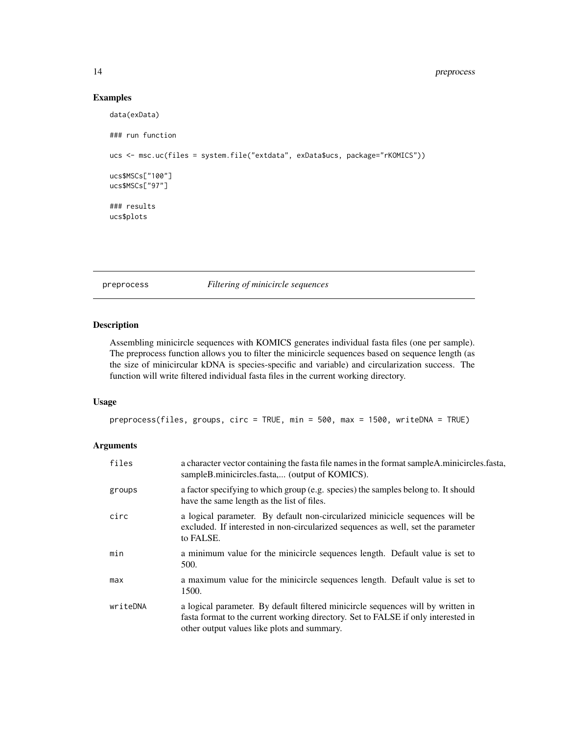## Examples

```
data(exData)

### run function

ucs <- msc.uc(files = system.file("extdata", exData$ucs, package="rKOMICS"))

ucs$MSCs["100"]
ucs$MSCs["97"]

### results
ucs$plots
```

---

## preprocess &nbsp;&nbsp;&nbsp;&nbsp; *Filtering of minicircle sequences*

---

### Description

Assembling minicircle sequences with KOMICS generates individual fasta files (one per sample). The preprocess function allows you to filter the minicircle sequences based on sequence length (as the size of minicircular kDNA is species-specific and variable) and circularization success. The function will write filtered individual fasta files in the current working directory.

### Usage

```
preprocess(files, groups, circ = TRUE, min = 500, max = 1500, writeDNA = TRUE)
```

### Arguments

| | |
|---|---|
| files | a character vector containing the fasta file names in the format sampleA.minicircles.fasta, sampleB.minicircles.fasta,... (output of KOMICS). |
| groups | a factor specifying to which group (e.g. species) the samples belong to. It should have the same length as the list of files. |
| circ | a logical parameter. By default non-circularized minicicle sequences will be excluded. If interested in non-circularized sequences as well, set the parameter to FALSE. |
| min | a minimum value for the minicircle sequences length. Default value is set to 500. |
| max | a maximum value for the minicircle sequences length. Default value is set to 1500. |
| writeDNA | a logical parameter. By default filtered minicircle sequences will by written in fasta format to the current working directory. Set to FALSE if only interested in other output values like plots and summary. |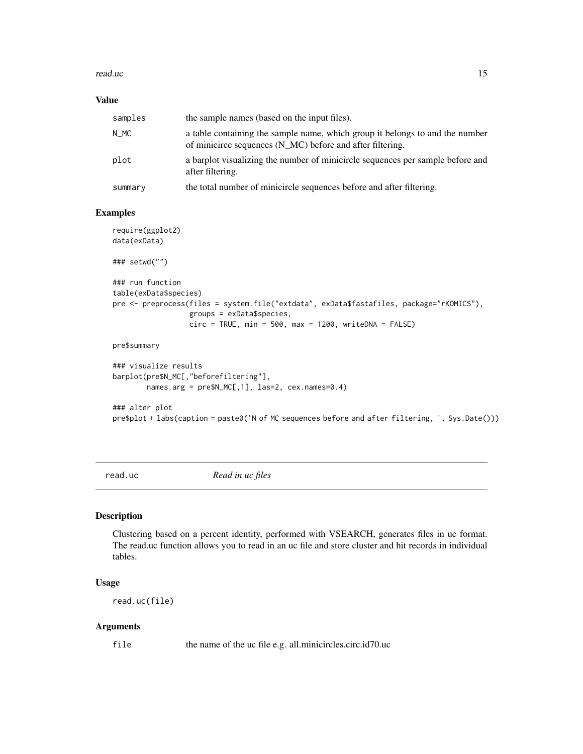## Value

| | |
|---|---|
| samples | the sample names (based on the input files). |
| N_MC | a table containing the sample name, which group it belongs to and the number of minicirce sequences (N_MC) before and after filtering. |
| plot | a barplot visualizing the number of minicircle sequences per sample before and after filtering. |
| summary | the total number of minicircle sequences before and after filtering. |

## Examples

```
require(ggplot2)
data(exData)

### setwd("")

### run function
table(exData$species)
pre <- preprocess(files = system.file("extdata", exData$fastafiles, package="rKOMICS"),
                  groups = exData$species,
                  circ = TRUE, min = 500, max = 1200, writeDNA = FALSE)

pre$summary

### visualize results
barplot(pre$N_MC[,"beforefiltering"],
        names.arg = pre$N_MC[,1], las=2, cex.names=0.4)

### alter plot
pre$plot + labs(caption = paste0('N of MC sequences before and after filtering, ', Sys.Date()))
```

---

# read.uc *Read in uc files*

## Description

Clustering based on a percent identity, performed with VSEARCH, generates files in uc format. The read.uc function allows you to read in an uc file and store cluster and hit records in individual tables.

## Usage

```
read.uc(file)
```

## Arguments

| | |
|---|---|
| file | the name of the uc file e.g. all.minicircles.circ.id70.uc |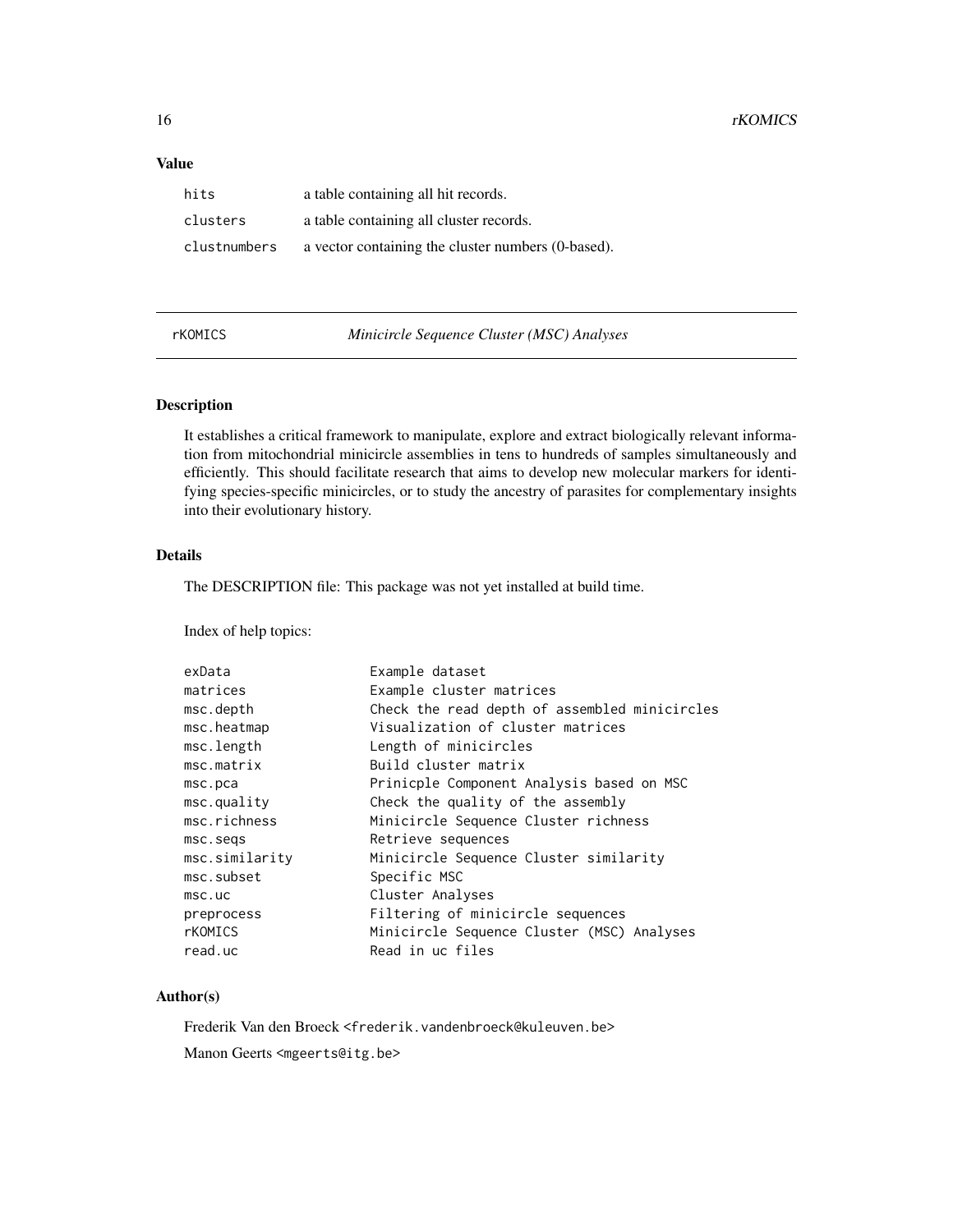## Value

| | |
|---|---|
| hits | a table containing all hit records. |
| clusters | a table containing all cluster records. |
| clustnumbers | a vector containing the cluster numbers (0-based). |

---

rKOMICS *Minicircle Sequence Cluster (MSC) Analyses*

---

### Description

It establishes a critical framework to manipulate, explore and extract biologically relevant information from mitochondrial minicircle assemblies in tens to hundreds of samples simultaneously and efficiently. This should facilitate research that aims to develop new molecular markers for identifying species-specific minicircles, or to study the ancestry of parasites for complementary insights into their evolutionary history.

### Details

The DESCRIPTION file: This package was not yet installed at build time.

Index of help topics:

```
exData                  Example dataset
matrices                Example cluster matrices
msc.depth               Check the read depth of assembled minicircles
msc.heatmap             Visualization of cluster matrices
msc.length              Length of minicircles
msc.matrix              Build cluster matrix
msc.pca                 Prinicple Component Analysis based on MSC
msc.quality             Check the quality of the assembly
msc.richness            Minicircle Sequence Cluster richness
msc.seqs                Retrieve sequences
msc.similarity          Minicircle Sequence Cluster similarity
msc.subset              Specific MSC
msc.uc                  Cluster Analyses
preprocess              Filtering of minicircle sequences
rKOMICS                 Minicircle Sequence Cluster (MSC) Analyses
read.uc                 Read in uc files
```

### Author(s)

Frederik Van den Broeck <frederik.vandenbroeck@kuleuven.be>

Manon Geerts <mgeerts@itg.be>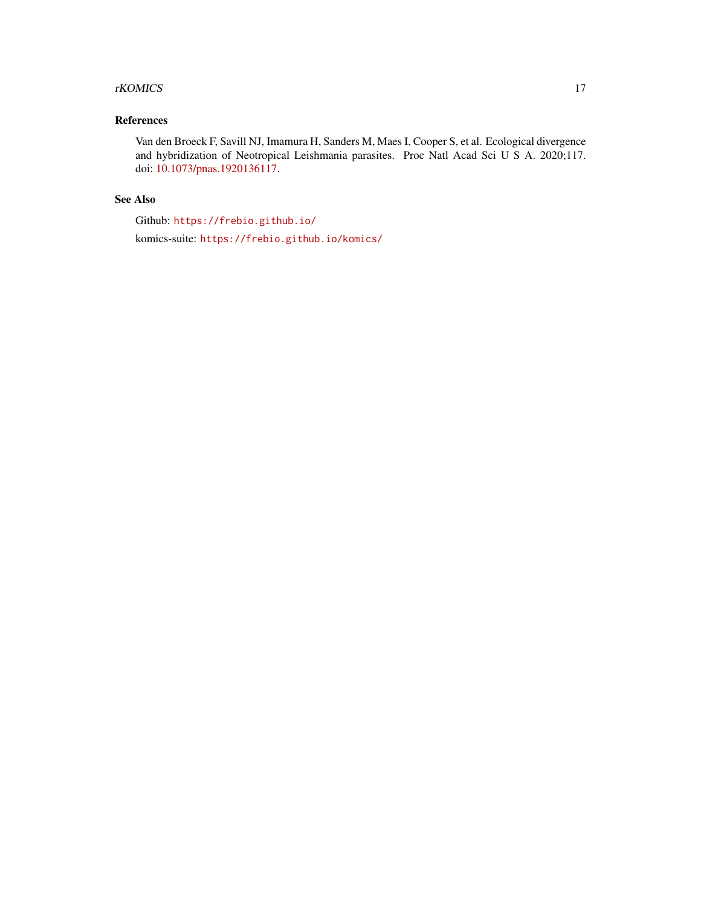## References

Van den Broeck F, Savill NJ, Imamura H, Sanders M, Maes I, Cooper S, et al. Ecological divergence and hybridization of Neotropical Leishmania parasites. Proc Natl Acad Sci U S A. 2020;117. doi: 10.1073/pnas.1920136117.

## See Also

Github: `https://frebio.github.io/`

komics-suite: `https://frebio.github.io/komics/`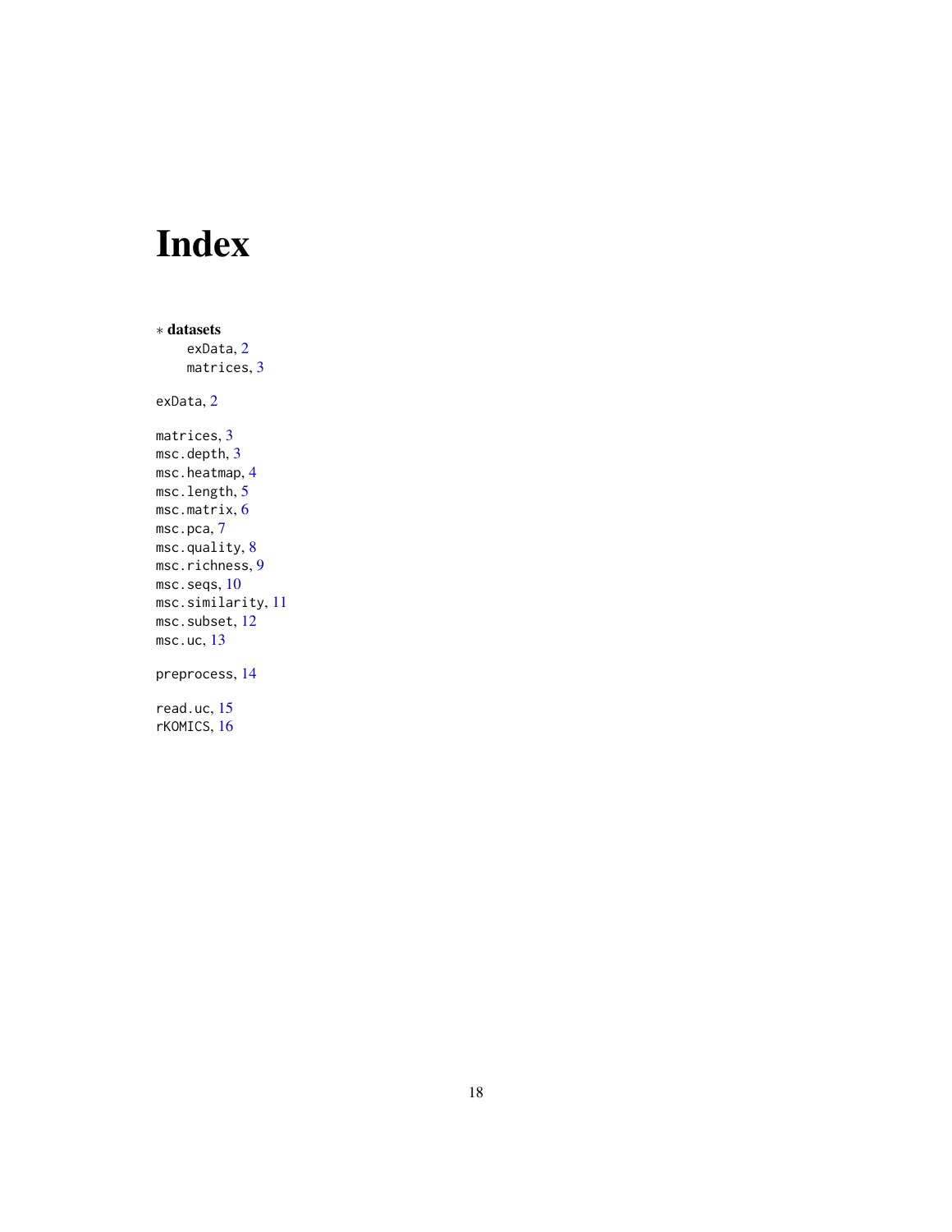# Index

∗ **datasets**
    exData, 2
    matrices, 3

exData, 2

matrices, 3
msc.depth, 3
msc.heatmap, 4
msc.length, 5
msc.matrix, 6
msc.pca, 7
msc.quality, 8
msc.richness, 9
msc.seqs, 10
msc.similarity, 11
msc.subset, 12
msc.uc, 13

preprocess, 14

read.uc, 15
rKOMICS, 16